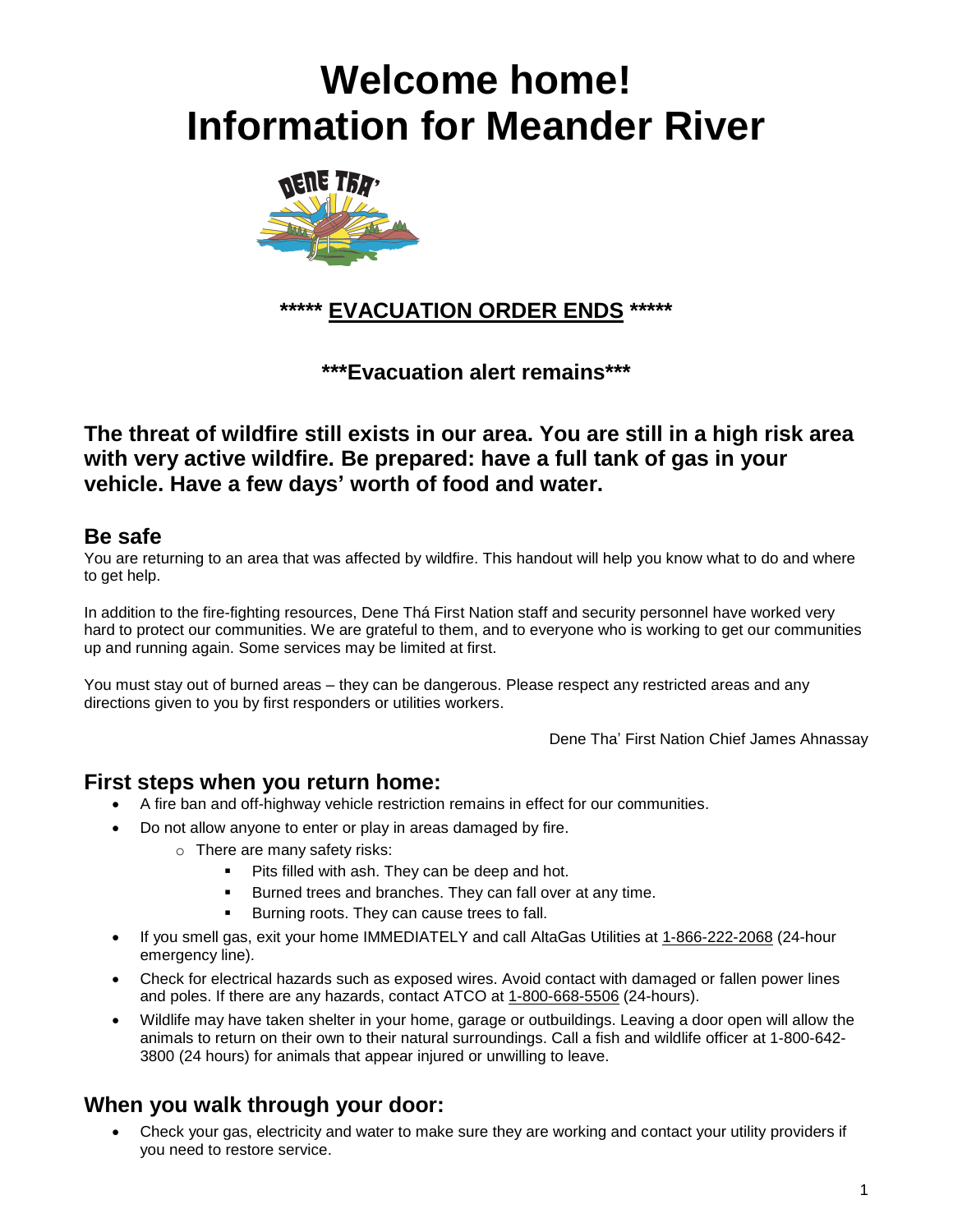# Welcome home! Information for Meander River

**\*\*\*\*\* EVACUATION ORDER ENDS \*\*\*\*\***

**\*\*\*Evacuation alert remains\*\*\***

### The threat of wildfire still exists in our area. You are still in a high risk area with very active wildfire. Be prepared: have a full tank of gas in your vehicle. Have a few days' worth of food and water.

## Be safe

You are returning to an area that was affected by wildfire. This handout will help you know what to do and where to get help.

In addition to the fire-fighting resources, Dene Thá First Nation staff and security personnel have worked very hard to protect our communities. We are grateful to them, and to everyone who is working to get our communities up and running again. Some services may be limited at first.

You must stay out of burned areas – they can be dangerous. Please respect any restricted areas and any directions given to you by first responders or utilities workers.

Dene Tha' First Nation Chief James Ahnassay

## First steps when you return home:

- A fire ban and off-highway vehicle restriction remains in effect for our communities.
- Do not allow anyone to enter or play in areas damaged by fire.
  - There are many safety risks:
    - Pits filled with ash. They can be deep and hot.
    - Burned trees and branches. They can fall over at any time.
    - Burning roots. They can cause trees to fall.
- If you smell gas, exit your home IMMEDIATELY and call AltaGas Utilities at 1-866-222-2068 (24-hour emergency line).
- Check for electrical hazards such as exposed wires. Avoid contact with damaged or fallen power lines and poles. If there are any hazards, contact ATCO at 1-800-668-5506 (24-hours).
- Wildlife may have taken shelter in your home, garage or outbuildings. Leaving a door open will allow the animals to return on their own to their natural surroundings. Call a fish and wildlife officer at 1-800-642-3800 (24 hours) for animals that appear injured or unwilling to leave.

## When you walk through your door:

- Check your gas, electricity and water to make sure they are working and contact your utility providers if you need to restore service.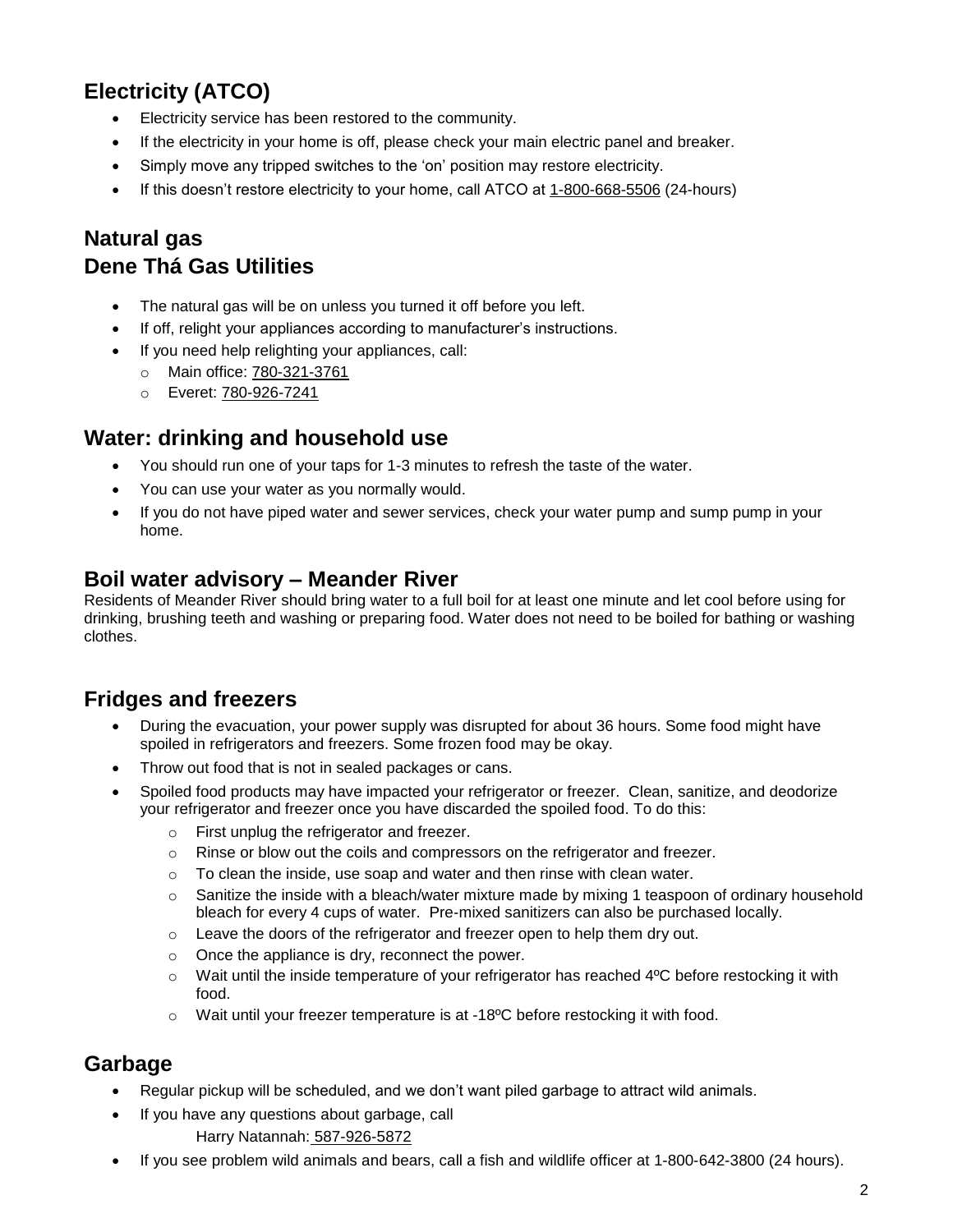## Electricity (ATCO)

- Electricity service has been restored to the community.
- If the electricity in your home is off, please check your main electric panel and breaker.
- Simply move any tripped switches to the 'on' position may restore electricity.
- If this doesn't restore electricity to your home, call ATCO at 1-800-668-5506 (24-hours)

## Natural gas
## Dene Thá Gas Utilities

- The natural gas will be on unless you turned it off before you left.
- If off, relight your appliances according to manufacturer's instructions.
- If you need help relighting your appliances, call:
  - Main office: 780-321-3761
  - Everet: 780-926-7241

## Water: drinking and household use

- You should run one of your taps for 1-3 minutes to refresh the taste of the water.
- You can use your water as you normally would.
- If you do not have piped water and sewer services, check your water pump and sump pump in your home.

## Boil water advisory – Meander River

Residents of Meander River should bring water to a full boil for at least one minute and let cool before using for drinking, brushing teeth and washing or preparing food. Water does not need to be boiled for bathing or washing clothes.

## Fridges and freezers

- During the evacuation, your power supply was disrupted for about 36 hours. Some food might have spoiled in refrigerators and freezers. Some frozen food may be okay.
- Throw out food that is not in sealed packages or cans.
- Spoiled food products may have impacted your refrigerator or freezer. Clean, sanitize, and deodorize your refrigerator and freezer once you have discarded the spoiled food. To do this:
  - First unplug the refrigerator and freezer.
  - Rinse or blow out the coils and compressors on the refrigerator and freezer.
  - To clean the inside, use soap and water and then rinse with clean water.
  - Sanitize the inside with a bleach/water mixture made by mixing 1 teaspoon of ordinary household bleach for every 4 cups of water. Pre-mixed sanitizers can also be purchased locally.
  - Leave the doors of the refrigerator and freezer open to help them dry out.
  - Once the appliance is dry, reconnect the power.
  - Wait until the inside temperature of your refrigerator has reached 4ºC before restocking it with food.
  - Wait until your freezer temperature is at -18ºC before restocking it with food.

## Garbage

- Regular pickup will be scheduled, and we don't want piled garbage to attract wild animals.
- If you have any questions about garbage, call
  Harry Natannah: 587-926-5872
- If you see problem wild animals and bears, call a fish and wildlife officer at 1-800-642-3800 (24 hours).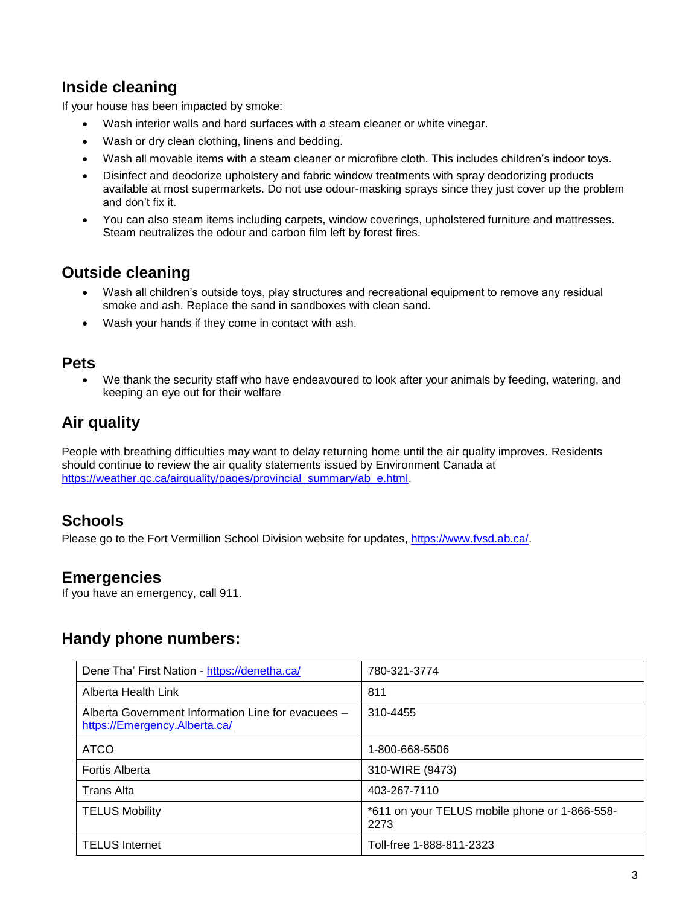## Inside cleaning

If your house has been impacted by smoke:

- Wash interior walls and hard surfaces with a steam cleaner or white vinegar.
- Wash or dry clean clothing, linens and bedding.
- Wash all movable items with a steam cleaner or microfibre cloth. This includes children's indoor toys.
- Disinfect and deodorize upholstery and fabric window treatments with spray deodorizing products available at most supermarkets. Do not use odour-masking sprays since they just cover up the problem and don't fix it.
- You can also steam items including carpets, window coverings, upholstered furniture and mattresses. Steam neutralizes the odour and carbon film left by forest fires.

## Outside cleaning

- Wash all children's outside toys, play structures and recreational equipment to remove any residual smoke and ash. Replace the sand in sandboxes with clean sand.
- Wash your hands if they come in contact with ash.

## Pets

- We thank the security staff who have endeavoured to look after your animals by feeding, watering, and keeping an eye out for their welfare

## Air quality

People with breathing difficulties may want to delay returning home until the air quality improves. Residents should continue to review the air quality statements issued by Environment Canada at https://weather.gc.ca/airquality/pages/provincial_summary/ab_e.html.

## Schools

Please go to the Fort Vermillion School Division website for updates, https://www.fvsd.ab.ca/.

## Emergencies

If you have an emergency, call 911.

## Handy phone numbers:

| | |
|---|---|
| Dene Tha' First Nation - https://denetha.ca/ | 780-321-3774 |
| Alberta Health Link | 811 |
| Alberta Government Information Line for evacuees – https://Emergency.Alberta.ca/ | 310-4455 |
| ATCO | 1-800-668-5506 |
| Fortis Alberta | 310-WIRE (9473) |
| Trans Alta | 403-267-7110 |
| TELUS Mobility | *611 on your TELUS mobile phone or 1-866-558-2273 |
| TELUS Internet | Toll-free 1-888-811-2323 |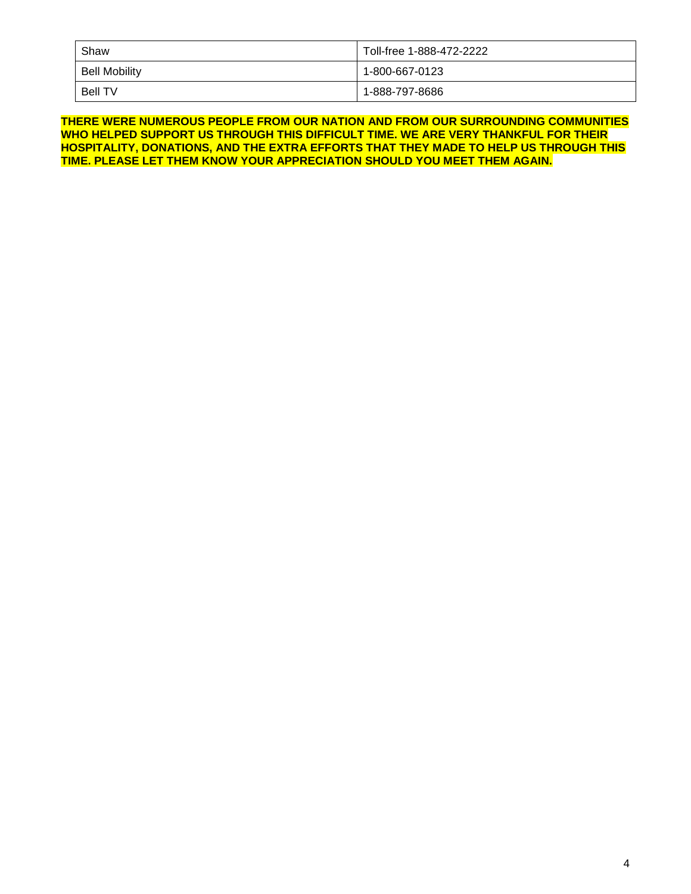| | |
|---|---|
| Shaw | Toll-free 1-888-472-2222 |
| Bell Mobility | 1-800-667-0123 |
| Bell TV | 1-888-797-8686 |

**THERE WERE NUMEROUS PEOPLE FROM OUR NATION AND FROM OUR SURROUNDING COMMUNITIES WHO HELPED SUPPORT US THROUGH THIS DIFFICULT TIME. WE ARE VERY THANKFUL FOR THEIR HOSPITALITY, DONATIONS, AND THE EXTRA EFFORTS THAT THEY MADE TO HELP US THROUGH THIS TIME. PLEASE LET THEM KNOW YOUR APPRECIATION SHOULD YOU MEET THEM AGAIN.**